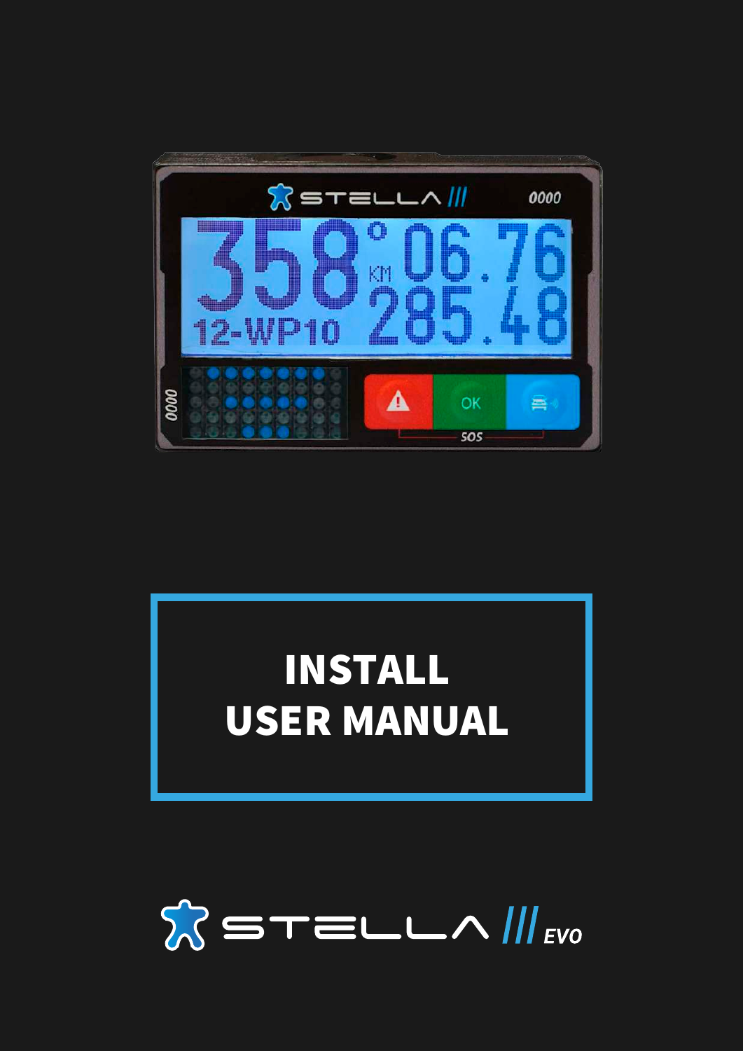# INSTALL USER MANUAL

STELLA III EVO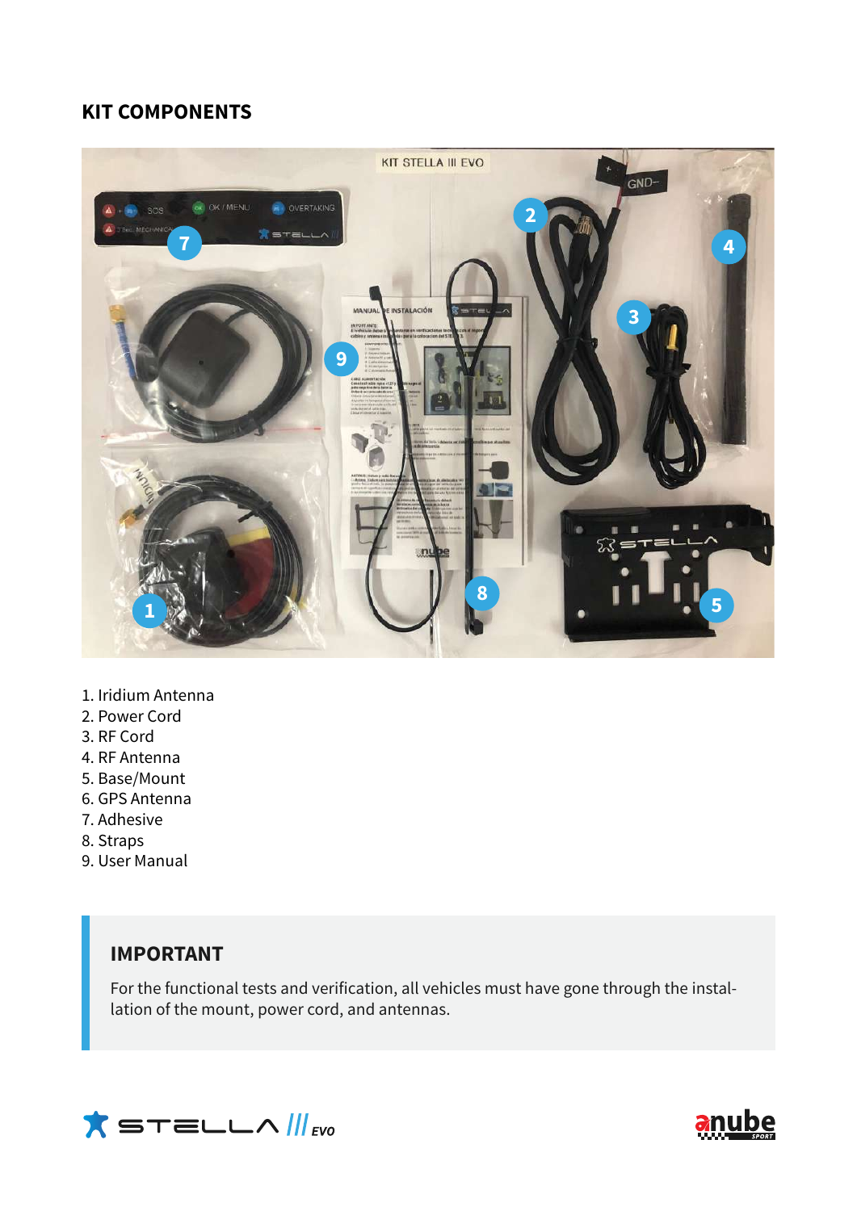## KIT COMPONENTS

1. Iridium Antenna
2. Power Cord
3. RF Cord
4. RF Antenna
5. Base/Mount
6. GPS Antenna
7. Adhesive
8. Straps
9. User Manual

### IMPORTANT

For the functional tests and verification, all vehicles must have gone through the installation of the mount, power cord, and antennas.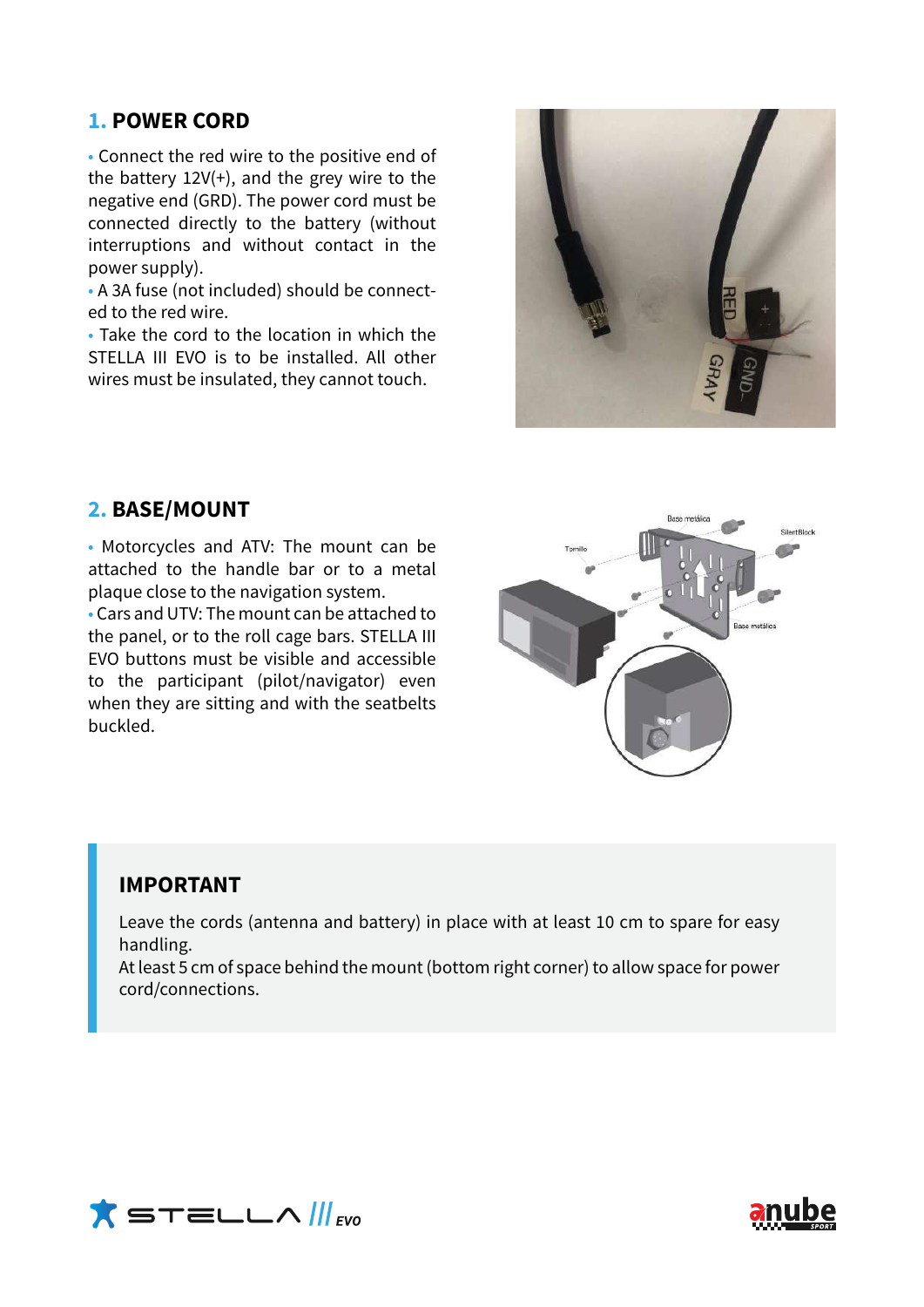## 1. POWER CORD

- Connect the red wire to the positive end of the battery 12V(+), and the grey wire to the negative end (GRD). The power cord must be connected directly to the battery (without interruptions and without contact in the power supply).
- A 3A fuse (not included) should be connected to the red wire.
- Take the cord to the location in which the STELLA III EVO is to be installed. All other wires must be insulated, they cannot touch.

## 2. BASE/MOUNT

- Motorcycles and ATV: The mount can be attached to the handle bar or to a metal plaque close to the navigation system.
- Cars and UTV: The mount can be attached to the panel, or to the roll cage bars. STELLA III EVO buttons must be visible and accessible to the participant (pilot/navigator) even when they are sitting and with the seatbelts buckled.

### IMPORTANT

Leave the cords (antenna and battery) in place with at least 10 cm to spare for easy handling.
At least 5 cm of space behind the mount (bottom right corner) to allow space for power cord/connections.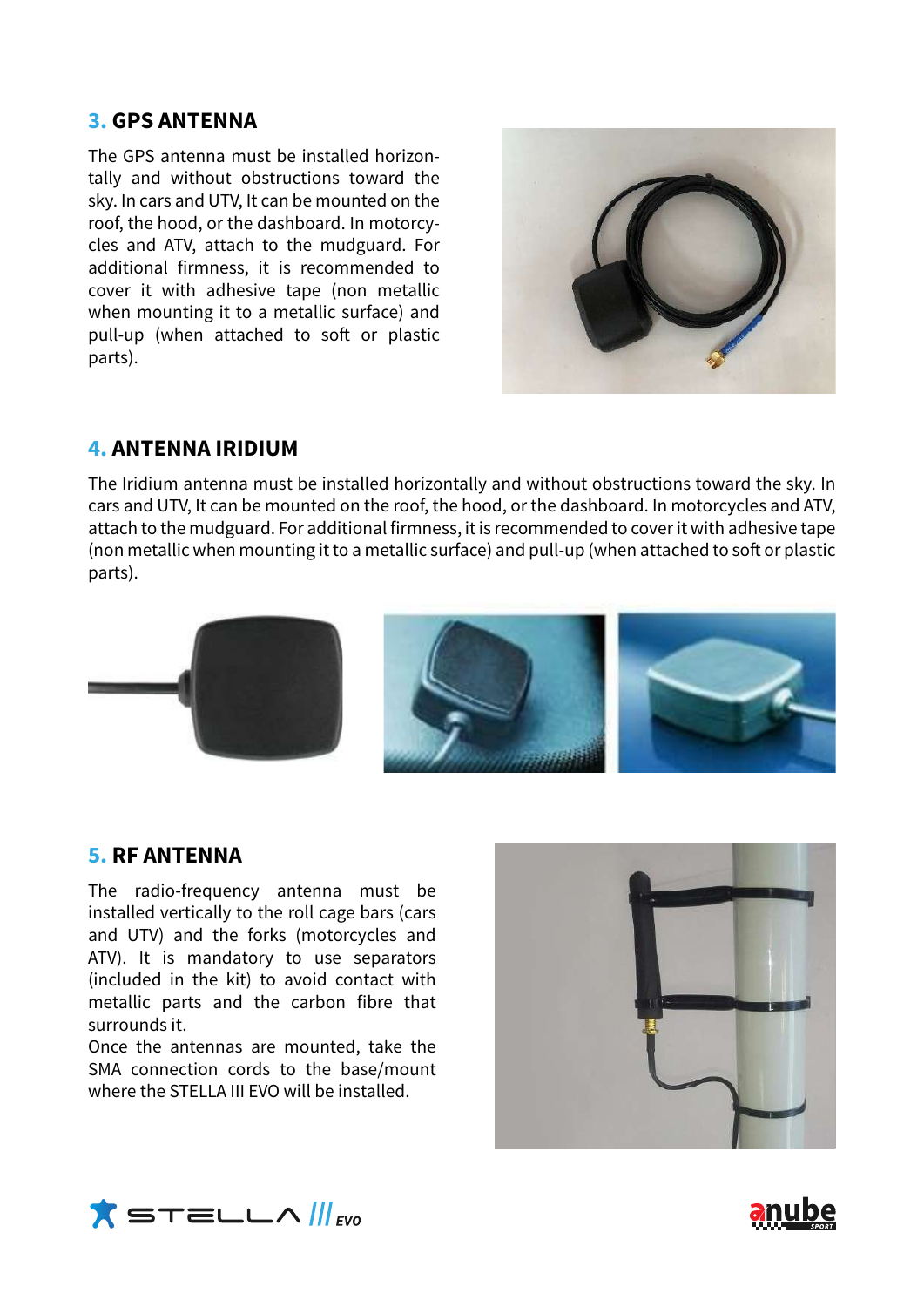## 3. GPS ANTENNA

The GPS antenna must be installed horizontally and without obstructions toward the sky. In cars and UTV, It can be mounted on the roof, the hood, or the dashboard. In motorcycles and ATV, attach to the mudguard. For additional firmness, it is recommended to cover it with adhesive tape (non metallic when mounting it to a metallic surface) and pull-up (when attached to soft or plastic parts).

## 4. ANTENNA IRIDIUM

The Iridium antenna must be installed horizontally and without obstructions toward the sky. In cars and UTV, It can be mounted on the roof, the hood, or the dashboard. In motorcycles and ATV, attach to the mudguard. For additional firmness, it is recommended to cover it with adhesive tape (non metallic when mounting it to a metallic surface) and pull-up (when attached to soft or plastic parts).

## 5. RF ANTENNA

The radio-frequency antenna must be installed vertically to the roll cage bars (cars and UTV) and the forks (motorcycles and ATV). It is mandatory to use separators (included in the kit) to avoid contact with metallic parts and the carbon fibre that surrounds it.

Once the antennas are mounted, take the SMA connection cords to the base/mount where the STELLA III EVO will be installed.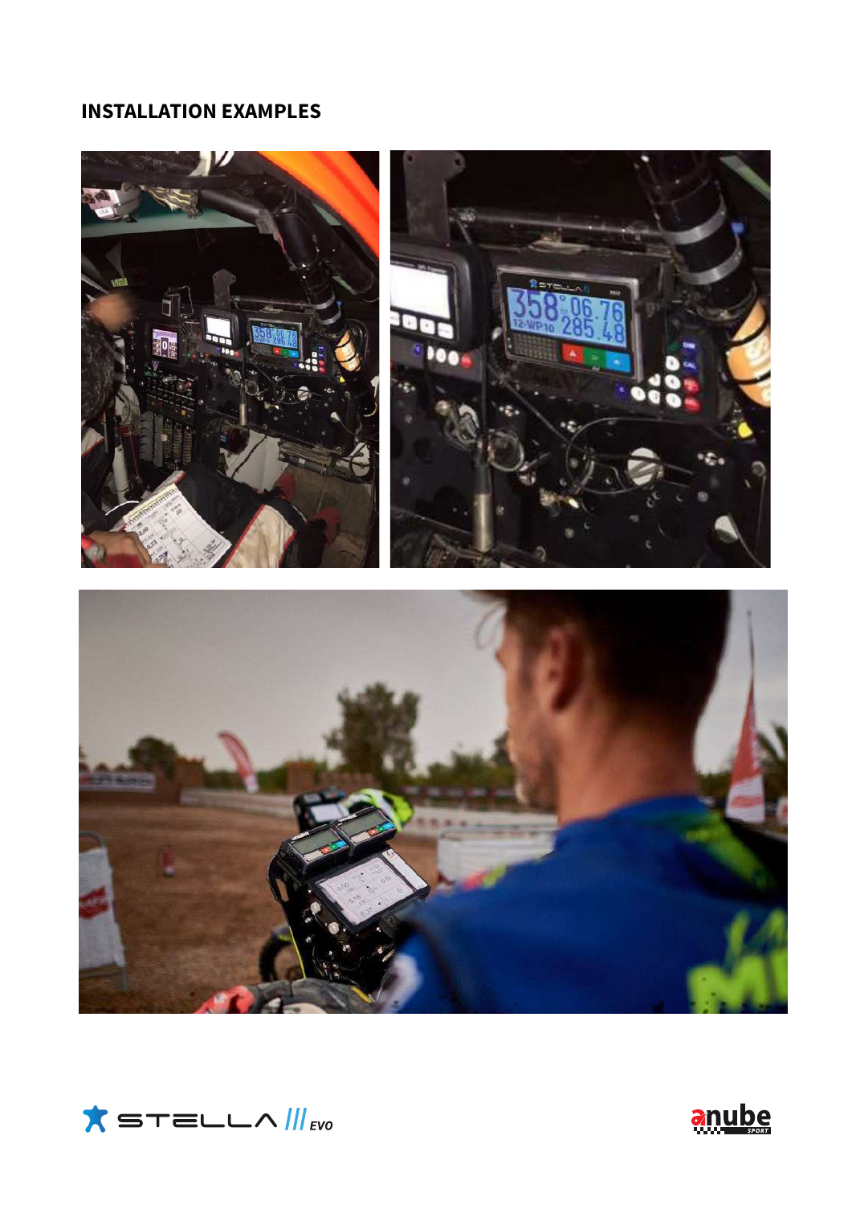## INSTALLATION EXAMPLES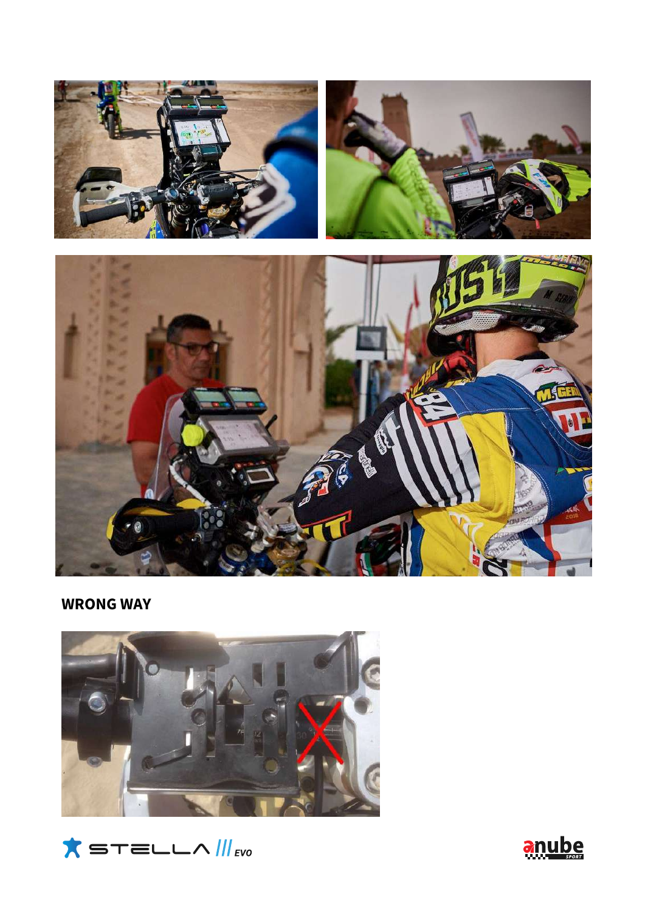**WRONG WAY**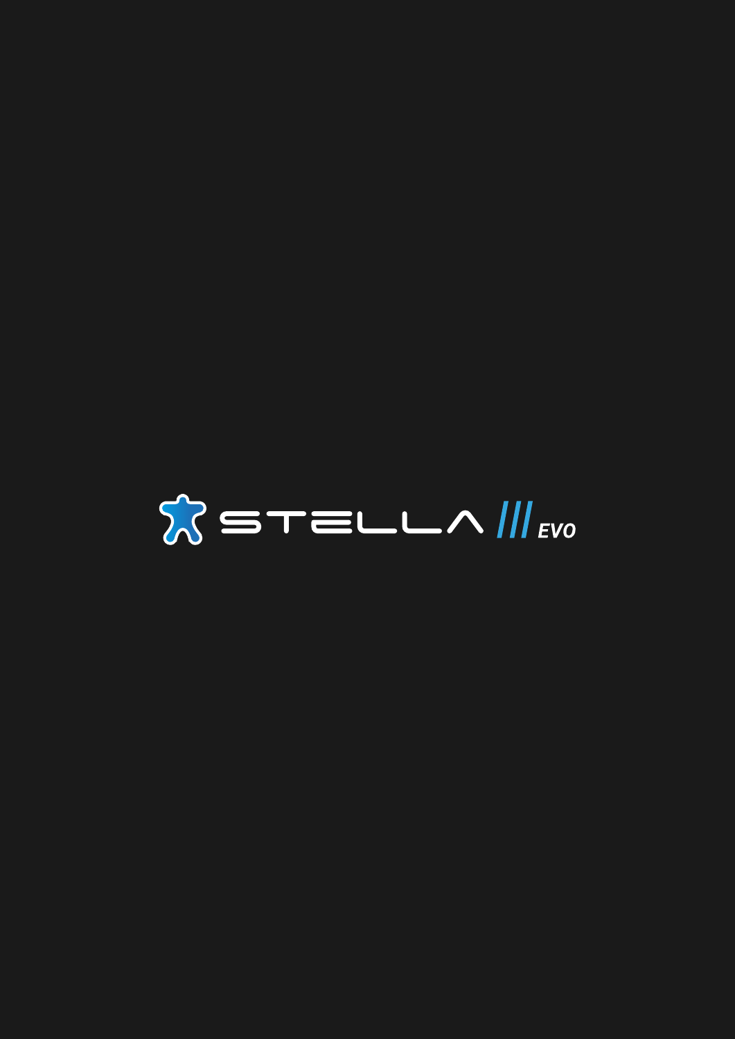STELLA /// EVO